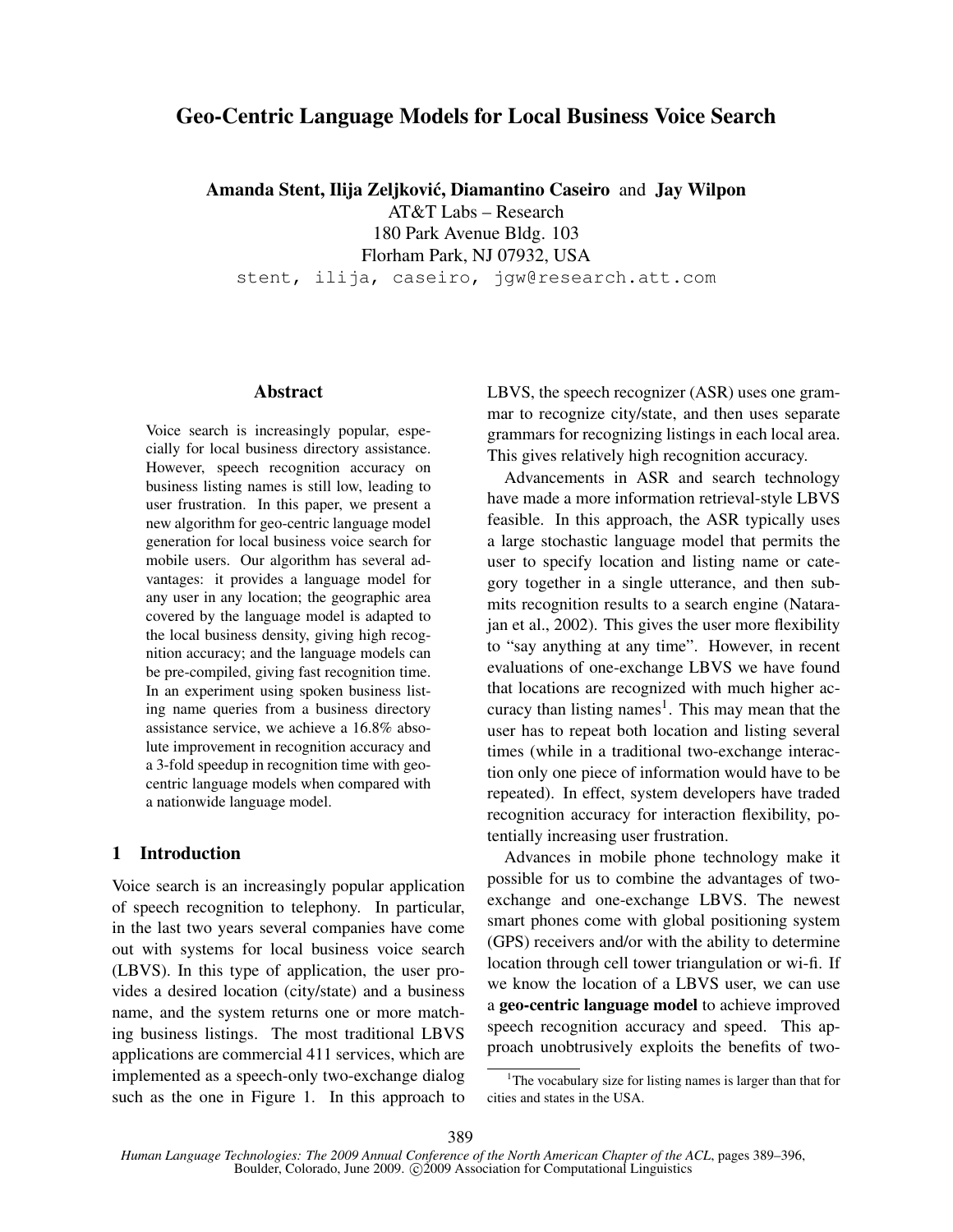# Geo-Centric Language Models for Local Business Voice Search

**Amanda Stent, Ilija Zeljković, Diamantino Caseiro** and **Jay Wilpon**

AT&T Labs – Research
180 Park Avenue Bldg. 103
Florham Park, NJ 07932, USA
stent, ilija, caseiro, jgw@research.att.com

## Abstract

Voice search is increasingly popular, especially for local business directory assistance. However, speech recognition accuracy on business listing names is still low, leading to user frustration. In this paper, we present a new algorithm for geo-centric language model generation for local business voice search for mobile users. Our algorithm has several advantages: it provides a language model for any user in any location; the geographic area covered by the language model is adapted to the local business density, giving high recognition accuracy; and the language models can be pre-compiled, giving fast recognition time. In an experiment using spoken business listing name queries from a business directory assistance service, we achieve a 16.8% absolute improvement in recognition accuracy and a 3-fold speedup in recognition time with geo-centric language models when compared with a nationwide language model.

## 1 Introduction

Voice search is an increasingly popular application of speech recognition to telephony. In particular, in the last two years several companies have come out with systems for local business voice search (LBVS). In this type of application, the user provides a desired location (city/state) and a business name, and the system returns one or more matching business listings. The most traditional LBVS applications are commercial 411 services, which are implemented as a speech-only two-exchange dialog such as the one in Figure 1. In this approach to LBVS, the speech recognizer (ASR) uses one grammar to recognize city/state, and then uses separate grammars for recognizing listings in each local area. This gives relatively high recognition accuracy.

Advancements in ASR and search technology have made a more information retrieval-style LBVS feasible. In this approach, the ASR typically uses a large stochastic language model that permits the user to specify location and listing name or category together in a single utterance, and then submits recognition results to a search engine (Natarajan et al., 2002). This gives the user more flexibility to "say anything at any time". However, in recent evaluations of one-exchange LBVS we have found that locations are recognized with much higher accuracy than listing names[1]. This may mean that the user has to repeat both location and listing several times (while in a traditional two-exchange interaction only one piece of information would have to be repeated). In effect, system developers have traded recognition accuracy for interaction flexibility, potentially increasing user frustration.

Advances in mobile phone technology make it possible for us to combine the advantages of two-exchange and one-exchange LBVS. The newest smart phones come with global positioning system (GPS) receivers and/or with the ability to determine location through cell tower triangulation or wi-fi. If we know the location of a LBVS user, we can use a **geo-centric language model** to achieve improved speech recognition accuracy and speed. This approach unobtrusively exploits the benefits of two-

[1] The vocabulary size for listing names is larger than that for cities and states in the USA.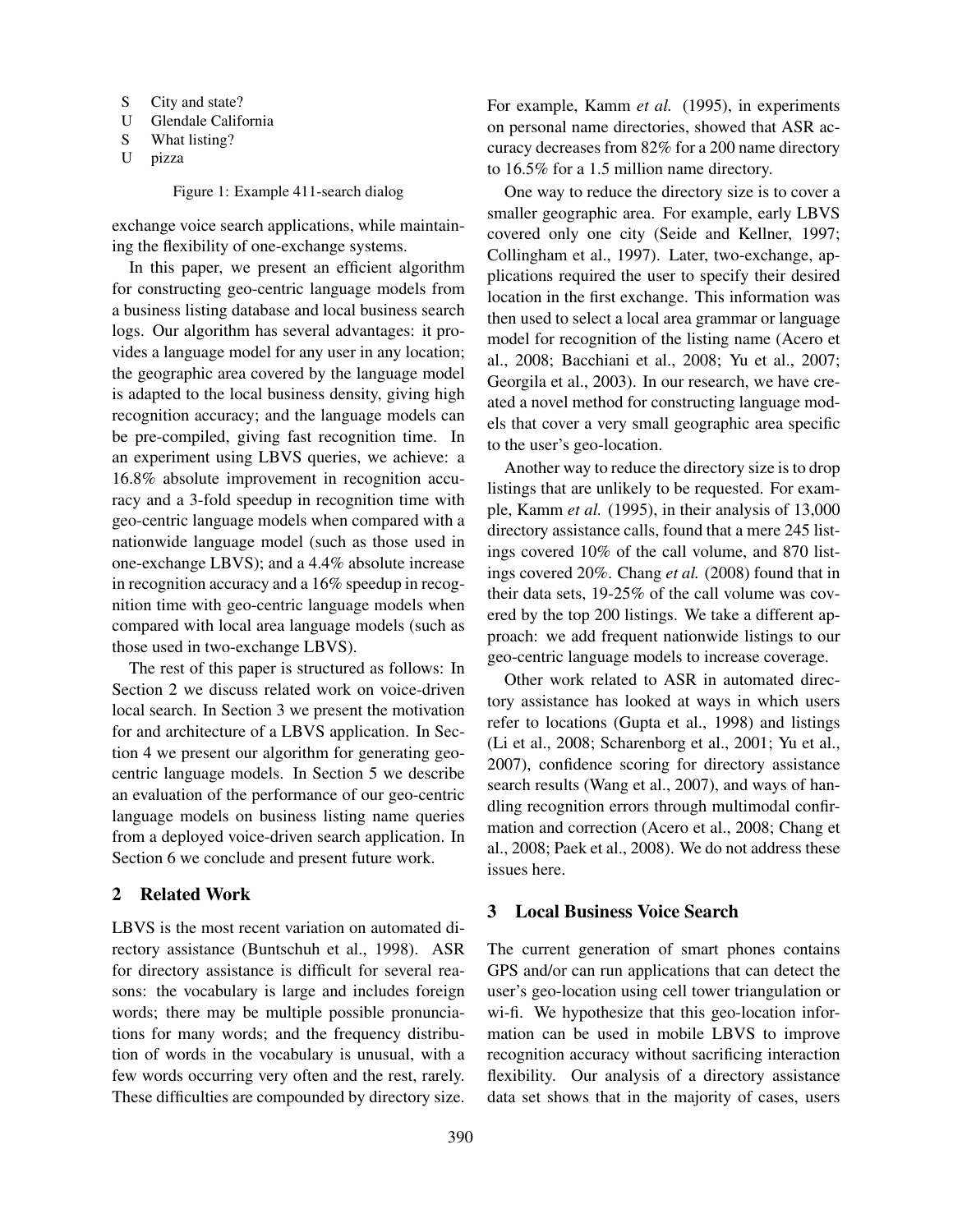S City and state?
U Glendale California
S What listing?
U pizza

Figure 1: Example 411-search dialog

exchange voice search applications, while maintaining the flexibility of one-exchange systems.

In this paper, we present an efficient algorithm for constructing geo-centric language models from a business listing database and local business search logs. Our algorithm has several advantages: it provides a language model for any user in any location; the geographic area covered by the language model is adapted to the local business density, giving high recognition accuracy; and the language models can be pre-compiled, giving fast recognition time. In an experiment using LBVS queries, we achieve: a 16.8% absolute improvement in recognition accuracy and a 3-fold speedup in recognition time with geo-centric language models when compared with a nationwide language model (such as those used in one-exchange LBVS); and a 4.4% absolute increase in recognition accuracy and a 16% speedup in recognition time with geo-centric language models when compared with local area language models (such as those used in two-exchange LBVS).

The rest of this paper is structured as follows: In Section 2 we discuss related work on voice-driven local search. In Section 3 we present the motivation for and architecture of a LBVS application. In Section 4 we present our algorithm for generating geo-centric language models. In Section 5 we describe an evaluation of the performance of our geo-centric language models on business listing name queries from a deployed voice-driven search application. In Section 6 we conclude and present future work.

## 2 Related Work

LBVS is the most recent variation on automated directory assistance (Buntschuh et al., 1998). ASR for directory assistance is difficult for several reasons: the vocabulary is large and includes foreign words; there may be multiple possible pronunciations for many words; and the frequency distribution of words in the vocabulary is unusual, with a few words occurring very often and the rest, rarely. These difficulties are compounded by directory size. For example, Kamm *et al.* (1995), in experiments on personal name directories, showed that ASR accuracy decreases from 82% for a 200 name directory to 16.5% for a 1.5 million name directory.

One way to reduce the directory size is to cover a smaller geographic area. For example, early LBVS covered only one city (Seide and Kellner, 1997; Collingham et al., 1997). Later, two-exchange, applications required the user to specify their desired location in the first exchange. This information was then used to select a local area grammar or language model for recognition of the listing name (Acero et al., 2008; Bacchiani et al., 2008; Yu et al., 2007; Georgila et al., 2003). In our research, we have created a novel method for constructing language models that cover a very small geographic area specific to the user's geo-location.

Another way to reduce the directory size is to drop listings that are unlikely to be requested. For example, Kamm *et al.* (1995), in their analysis of 13,000 directory assistance calls, found that a mere 245 listings covered 10% of the call volume, and 870 listings covered 20%. Chang *et al.* (2008) found that in their data sets, 19-25% of the call volume was covered by the top 200 listings. We take a different approach: we add frequent nationwide listings to our geo-centric language models to increase coverage.

Other work related to ASR in automated directory assistance has looked at ways in which users refer to locations (Gupta et al., 1998) and listings (Li et al., 2008; Scharenborg et al., 2001; Yu et al., 2007), confidence scoring for directory assistance search results (Wang et al., 2007), and ways of handling recognition errors through multimodal confirmation and correction (Acero et al., 2008; Chang et al., 2008; Paek et al., 2008). We do not address these issues here.

## 3 Local Business Voice Search

The current generation of smart phones contains GPS and/or can run applications that can detect the user's geo-location using cell tower triangulation or wi-fi. We hypothesize that this geo-location information can be used in mobile LBVS to improve recognition accuracy without sacrificing interaction flexibility. Our analysis of a directory assistance data set shows that in the majority of cases, users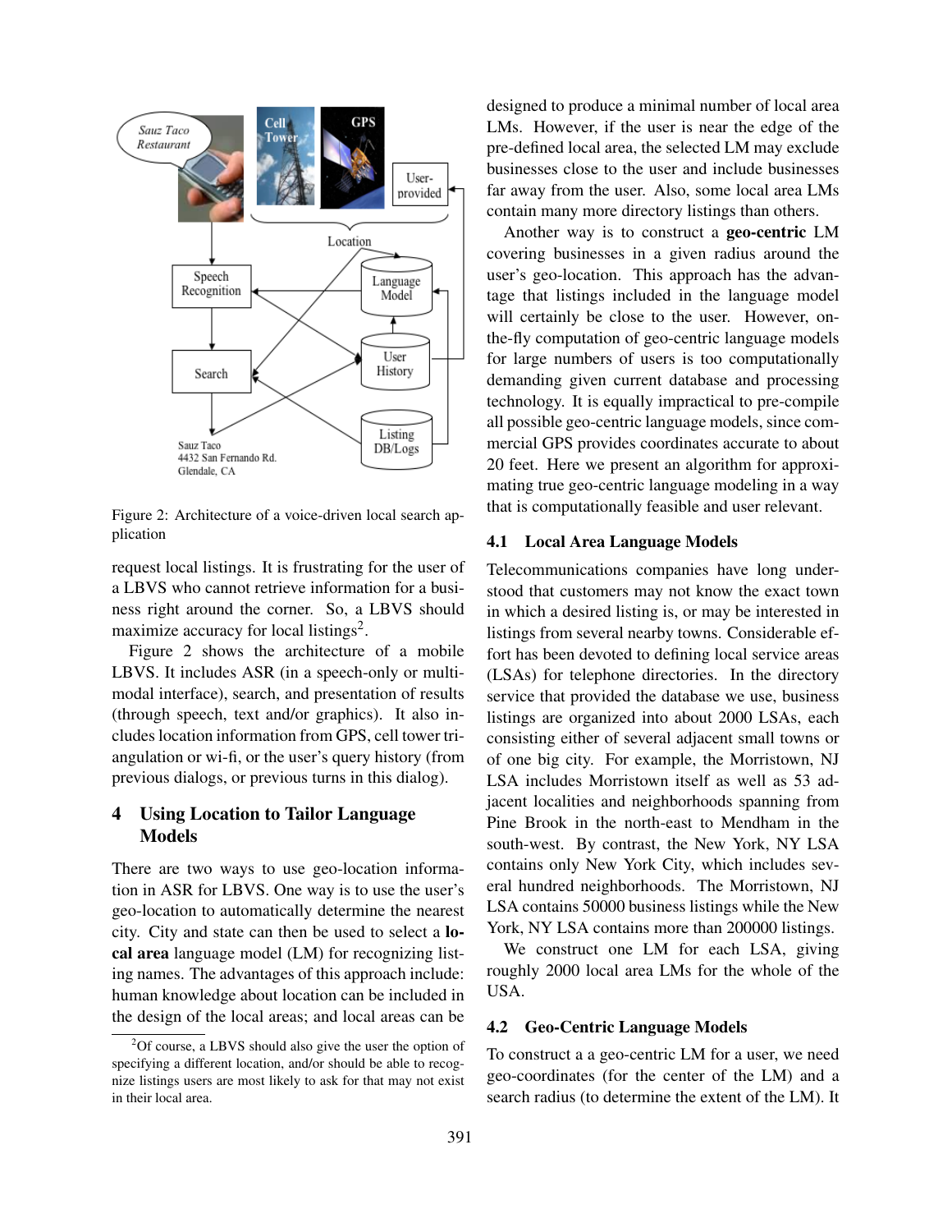Figure 2: Architecture of a voice-driven local search application

request local listings. It is frustrating for the user of a LBVS who cannot retrieve information for a business right around the corner. So, a LBVS should maximize accuracy for local listings[2].

Figure 2 shows the architecture of a mobile LBVS. It includes ASR (in a speech-only or multimodal interface), search, and presentation of results (through speech, text and/or graphics). It also includes location information from GPS, cell tower triangulation or wi-fi, or the user's query history (from previous dialogs, or previous turns in this dialog).

# 4 Using Location to Tailor Language Models

There are two ways to use geo-location information in ASR for LBVS. One way is to use the user's geo-location to automatically determine the nearest city. City and state can then be used to select a **local area** language model (LM) for recognizing listing names. The advantages of this approach include: human knowledge about location can be included in the design of the local areas; and local areas can be designed to produce a minimal number of local area LMs. However, if the user is near the edge of the pre-defined local area, the selected LM may exclude businesses close to the user and include businesses far away from the user. Also, some local area LMs contain many more directory listings than others.

Another way is to construct a **geo-centric** LM covering businesses in a given radius around the user's geo-location. This approach has the advantage that listings included in the language model will certainly be close to the user. However, on-the-fly computation of geo-centric language models for large numbers of users is too computationally demanding given current database and processing technology. It is equally impractical to pre-compile all possible geo-centric language models, since commercial GPS provides coordinates accurate to about 20 feet. Here we present an algorithm for approximating true geo-centric language modeling in a way that is computationally feasible and user relevant.

## 4.1 Local Area Language Models

Telecommunications companies have long understood that customers may not know the exact town in which a desired listing is, or may be interested in listings from several nearby towns. Considerable effort has been devoted to defining local service areas (LSAs) for telephone directories. In the directory service that provided the database we use, business listings are organized into about 2000 LSAs, each consisting either of several adjacent small towns or of one big city. For example, the Morristown, NJ LSA includes Morristown itself as well as 53 adjacent localities and neighborhoods spanning from Pine Brook in the north-east to Mendham in the south-west. By contrast, the New York, NY LSA contains only New York City, which includes several hundred neighborhoods. The Morristown, NJ LSA contains 50000 business listings while the New York, NY LSA contains more than 200000 listings.

We construct one LM for each LSA, giving roughly 2000 local area LMs for the whole of the USA.

## 4.2 Geo-Centric Language Models

To construct a a geo-centric LM for a user, we need geo-coordinates (for the center of the LM) and a search radius (to determine the extent of the LM). It

[2] Of course, a LBVS should also give the user the option of specifying a different location, and/or should be able to recognize listings users are most likely to ask for that may not exist in their local area.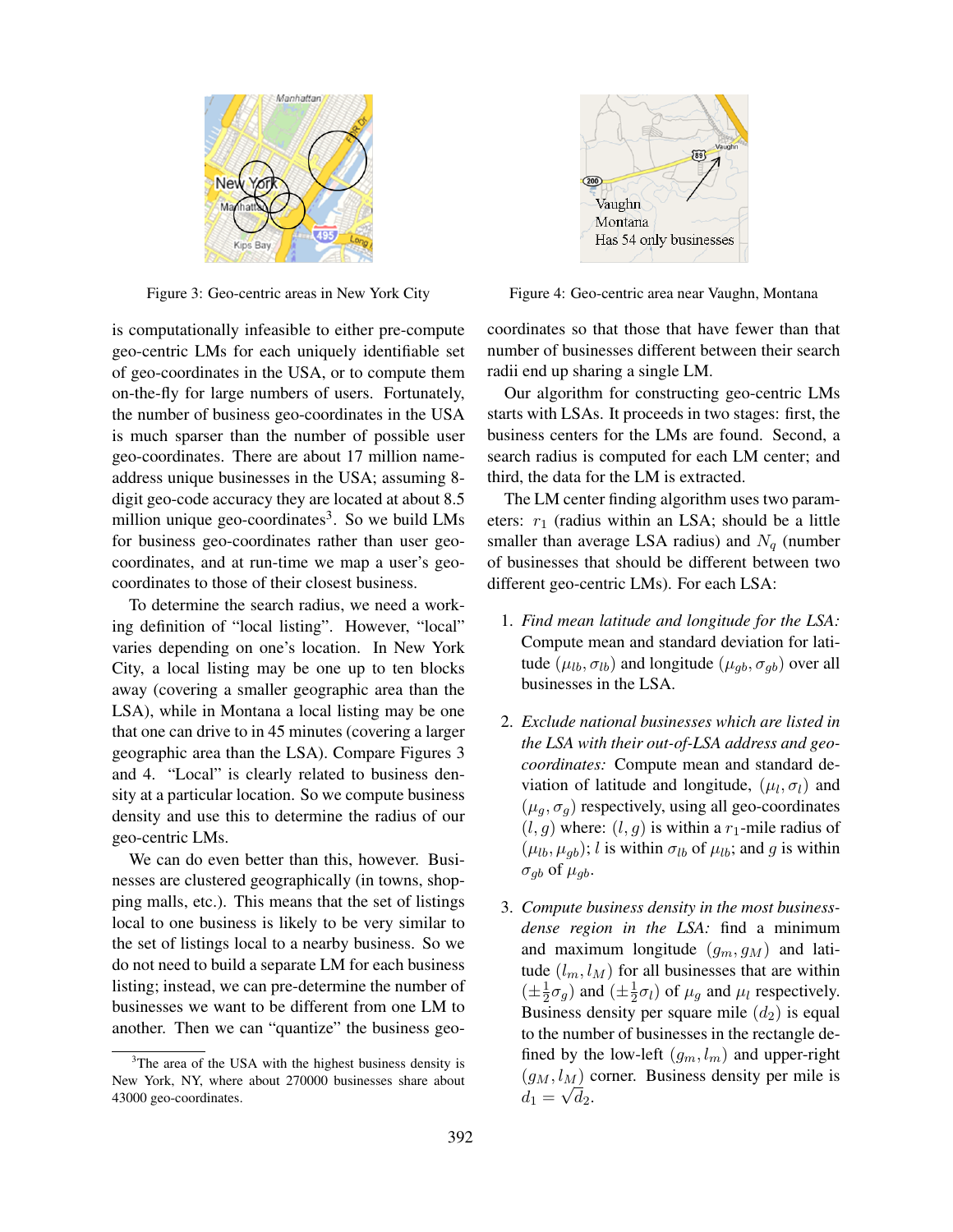Figure 3: Geo-centric areas in New York City

Figure 4: Geo-centric area near Vaughn, Montana

is computationally infeasible to either pre-compute geo-centric LMs for each uniquely identifiable set of geo-coordinates in the USA, or to compute them on-the-fly for large numbers of users. Fortunately, the number of business geo-coordinates in the USA is much sparser than the number of possible user geo-coordinates. There are about 17 million name-address unique businesses in the USA; assuming 8-digit geo-code accuracy they are located at about 8.5 million unique geo-coordinates[3]. So we build LMs for business geo-coordinates rather than user geo-coordinates, and at run-time we map a user's geo-coordinates to those of their closest business.

To determine the search radius, we need a working definition of "local listing". However, "local" varies depending on one's location. In New York City, a local listing may be one up to ten blocks away (covering a smaller geographic area than the LSA), while in Montana a local listing may be one that one can drive to in 45 minutes (covering a larger geographic area than the LSA). Compare Figures 3 and 4. "Local" is clearly related to business density at a particular location. So we compute business density and use this to determine the radius of our geo-centric LMs.

We can do even better than this, however. Businesses are clustered geographically (in towns, shopping malls, etc.). This means that the set of listings local to one business is likely to be very similar to the set of listings local to a nearby business. So we do not need to build a separate LM for each business listing; instead, we can pre-determine the number of businesses we want to be different from one LM to another. Then we can "quantize" the business geo-coordinates so that those that have fewer than that number of businesses different between their search radii end up sharing a single LM.

Our algorithm for constructing geo-centric LMs starts with LSAs. It proceeds in two stages: first, the business centers for the LMs are found. Second, a search radius is computed for each LM center; and third, the data for the LM is extracted.

The LM center finding algorithm uses two parameters: $r_1$ (radius within an LSA; should be a little smaller than average LSA radius) and $N_q$ (number of businesses that should be different between two different geo-centric LMs). For each LSA:

1. *Find mean latitude and longitude for the LSA:* Compute mean and standard deviation for latitude ($\mu_{lb}, \sigma_{lb}$) and longitude ($\mu_{gb}, \sigma_{gb}$) over all businesses in the LSA.

2. *Exclude national businesses which are listed in the LSA with their out-of-LSA address and geo-coordinates:* Compute mean and standard deviation of latitude and longitude, ($\mu_l, \sigma_l$) and ($\mu_g, \sigma_g$) respectively, using all geo-coordinates ($l, g$) where: ($l, g$) is within a $r_1$-mile radius of ($\mu_{lb}, \mu_{gb}$); $l$ is within $\sigma_{lb}$ of $\mu_{lb}$; and $g$ is within $\sigma_{gb}$ of $\mu_{gb}$.

3. *Compute business density in the most business-dense region in the LSA:* find a minimum and maximum longitude ($g_m, g_M$) and latitude ($l_m, l_M$) for all businesses that are within ($\pm\frac{1}{2}\sigma_g$) and ($\pm\frac{1}{2}\sigma_l$) of $\mu_g$ and $\mu_l$ respectively. Business density per square mile ($d_2$) is equal to the number of businesses in the rectangle defined by the low-left ($g_m, l_m$) and upper-right ($g_M, l_M$) corner. Business density per mile is $d_1 = \sqrt{d_2}$.

[3] The area of the USA with the highest business density is New York, NY, where about 270000 businesses share about 43000 geo-coordinates.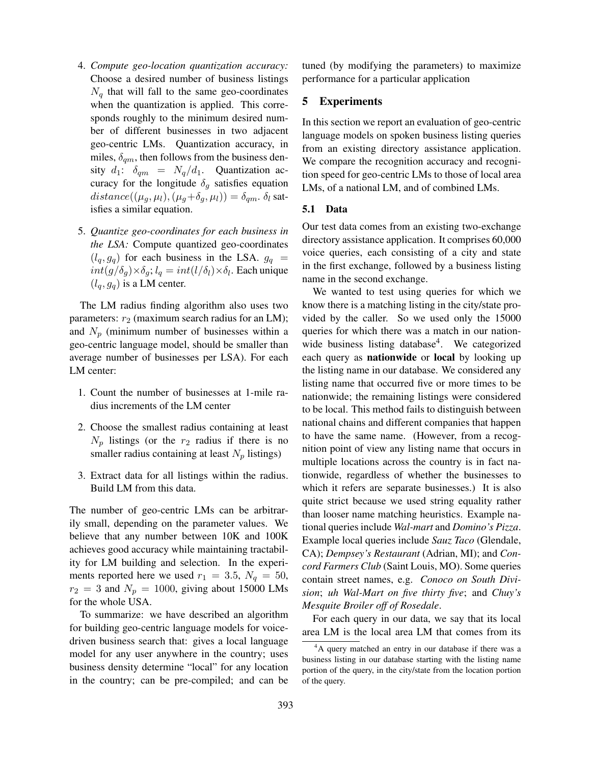4. *Compute geo-location quantization accuracy:* Choose a desired number of business listings $N_q$ that will fall to the same geo-coordinates when the quantization is applied. This corresponds roughly to the minimum desired number of different businesses in two adjacent geo-centric LMs. Quantization accuracy, in miles, $\delta_{qm}$, then follows from the business density $d_1$: $\delta_{qm} = N_q/d_1$. Quantization accuracy for the longitude $\delta_g$ satisfies equation $distance((\mu_g, \mu_l), (\mu_g + \delta_g, \mu_l)) = \delta_{qm}$. $\delta_l$ satisfies a similar equation.

5. *Quantize geo-coordinates for each business in the LSA:* Compute quantized geo-coordinates $(l_q, g_q)$ for each business in the LSA. $g_q = int(g/\delta_g) \times \delta_g$; $l_q = int(l/\delta_l) \times \delta_l$. Each unique $(l_q, g_q)$ is a LM center.

The LM radius finding algorithm also uses two parameters: $r_2$ (maximum search radius for an LM); and $N_p$ (minimum number of businesses within a geo-centric language model, should be smaller than average number of businesses per LSA). For each LM center:

1. Count the number of businesses at 1-mile radius increments of the LM center
2. Choose the smallest radius containing at least $N_p$ listings (or the $r_2$ radius if there is no smaller radius containing at least $N_p$ listings)
3. Extract data for all listings within the radius. Build LM from this data.

The number of geo-centric LMs can be arbitrarily small, depending on the parameter values. We believe that any number between 10K and 100K achieves good accuracy while maintaining tractability for LM building and selection. In the experiments reported here we used $r_1 = 3.5$, $N_q = 50$, $r_2 = 3$ and $N_p = 1000$, giving about 15000 LMs for the whole USA.

To summarize: we have described an algorithm for building geo-centric language models for voice-driven business search that: gives a local language model for any user anywhere in the country; uses business density determine "local" for any location in the country; can be pre-compiled; and can be tuned (by modifying the parameters) to maximize performance for a particular application

## 5 Experiments

In this section we report an evaluation of geo-centric language models on spoken business listing queries from an existing directory assistance application. We compare the recognition accuracy and recognition speed for geo-centric LMs to those of local area LMs, of a national LM, and of combined LMs.

### 5.1 Data

Our test data comes from an existing two-exchange directory assistance application. It comprises 60,000 voice queries, each consisting of a city and state in the first exchange, followed by a business listing name in the second exchange.

We wanted to test using queries for which we know there is a matching listing in the city/state provided by the caller. So we used only the 15000 queries for which there was a match in our nationwide business listing database[4]. We categorized each query as **nationwide** or **local** by looking up the listing name in our database. We considered any listing name that occurred five or more times to be nationwide; the remaining listings were considered to be local. This method fails to distinguish between national chains and different companies that happen to have the same name. (However, from a recognition point of view any listing name that occurs in multiple locations across the country is in fact nationwide, regardless of whether the businesses to which it refers are separate businesses.) It is also quite strict because we used string equality rather than looser name matching heuristics. Example national queries include *Wal-mart* and *Domino's Pizza*. Example local queries include *Sauz Taco* (Glendale, CA); *Dempsey's Restaurant* (Adrian, MI); and *Concord Farmers Club* (Saint Louis, MO). Some queries contain street names, e.g. *Conoco on South Division*; *uh Wal-Mart on five thirty five*; and *Chuy's Mesquite Broiler off of Rosedale*.

For each query in our data, we say that its local area LM is the local area LM that comes from its

[4] A query matched an entry in our database if there was a business listing in our database starting with the listing name portion of the query, in the city/state from the location portion of the query.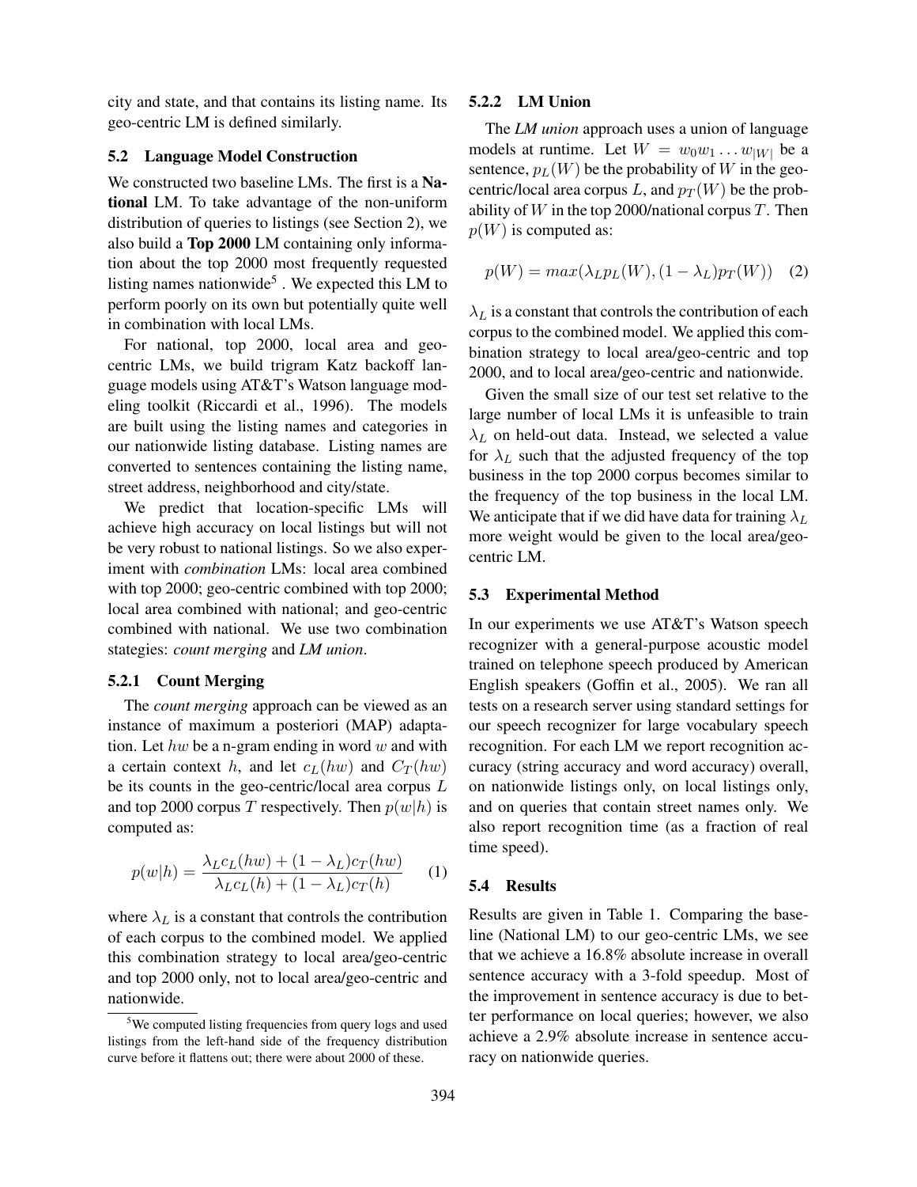city and state, and that contains its listing name. Its geo-centric LM is defined similarly.

### 5.2 Language Model Construction

We constructed two baseline LMs. The first is a **National** LM. To take advantage of the non-uniform distribution of queries to listings (see Section 2), we also build a **Top 2000** LM containing only information about the top 2000 most frequently requested listing names nationwide[5]. We expected this LM to perform poorly on its own but potentially quite well in combination with local LMs.

For national, top 2000, local area and geo-centric LMs, we build trigram Katz backoff language models using AT&T's Watson language modeling toolkit (Riccardi et al., 1996). The models are built using the listing names and categories in our nationwide listing database. Listing names are converted to sentences containing the listing name, street address, neighborhood and city/state.

We predict that location-specific LMs will achieve high accuracy on local listings but will not be very robust to national listings. So we also experiment with *combination* LMs: local area combined with top 2000; geo-centric combined with top 2000; local area combined with national; and geo-centric combined with national. We use two combination stategies: *count merging* and *LM union*.

#### 5.2.1 Count Merging

The *count merging* approach can be viewed as an instance of maximum a posteriori (MAP) adaptation. Let $hw$ be a n-gram ending in word $w$ and with a certain context $h$, and let $c_L(hw)$ and $C_T(hw)$ be its counts in the geo-centric/local area corpus $L$ and top 2000 corpus $T$ respectively. Then $p(w|h)$ is computed as:

$$p(w|h) = \frac{\lambda_L c_L(hw) + (1 - \lambda_L) c_T(hw)}{\lambda_L c_L(h) + (1 - \lambda_L) c_T(h)} \quad (1)$$

where $\lambda_L$ is a constant that controls the contribution of each corpus to the combined model. We applied this combination strategy to local area/geo-centric and top 2000 only, not to local area/geo-centric and nationwide.

[5] We computed listing frequencies from query logs and used listings from the left-hand side of the frequency distribution curve before it flattens out; there were about 2000 of these.

#### 5.2.2 LM Union

The *LM union* approach uses a union of language models at runtime. Let $W = w_0 w_1 \ldots w_{|W|}$ be a sentence, $p_L(W)$ be the probability of $W$ in the geo-centric/local area corpus $L$, and $p_T(W)$ be the probability of $W$ in the top 2000/national corpus $T$. Then $p(W)$ is computed as:

$$p(W) = max(\lambda_L p_L(W), (1 - \lambda_L) p_T(W)) \quad (2)$$

$\lambda_L$ is a constant that controls the contribution of each corpus to the combined model. We applied this combination strategy to local area/geo-centric and top 2000, and to local area/geo-centric and nationwide.

Given the small size of our test set relative to the large number of local LMs it is unfeasible to train $\lambda_L$ on held-out data. Instead, we selected a value for $\lambda_L$ such that the adjusted frequency of the top business in the top 2000 corpus becomes similar to the frequency of the top business in the local LM. We anticipate that if we did have data for training $\lambda_L$ more weight would be given to the local area/geo-centric LM.

### 5.3 Experimental Method

In our experiments we use AT&T's Watson speech recognizer with a general-purpose acoustic model trained on telephone speech produced by American English speakers (Goffin et al., 2005). We ran all tests on a research server using standard settings for our speech recognizer for large vocabulary speech recognition. For each LM we report recognition accuracy (string accuracy and word accuracy) overall, on nationwide listings only, on local listings only, and on queries that contain street names only. We also report recognition time (as a fraction of real time speed).

### 5.4 Results

Results are given in Table 1. Comparing the baseline (National LM) to our geo-centric LMs, we see that we achieve a 16.8% absolute increase in overall sentence accuracy with a 3-fold speedup. Most of the improvement in sentence accuracy is due to better performance on local queries; however, we also achieve a 2.9% absolute increase in sentence accuracy on nationwide queries.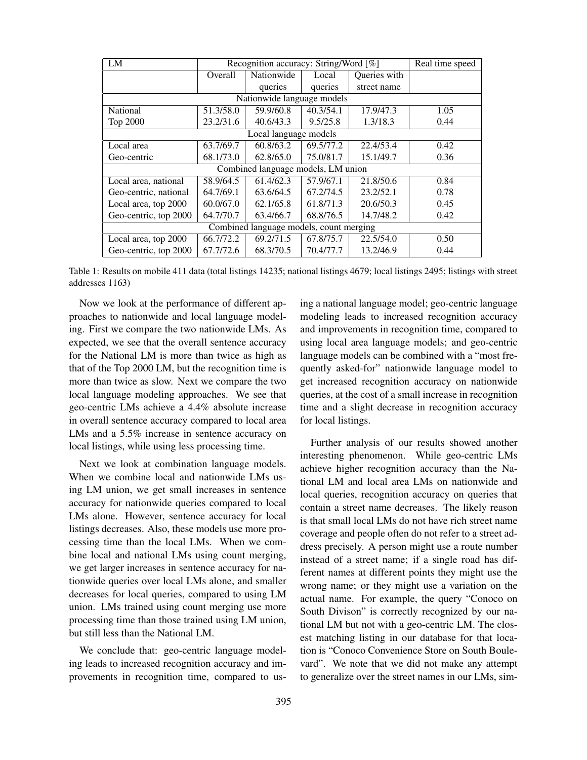| LM | Recognition accuracy: String/Word [%] | | | | Real time speed |
|---|---|---|---|---|---|
| | Overall | Nationwide queries | Local queries | Queries with street name | |
| Nationwide language models | | | | | |
| National | 51.3/58.0 | 59.9/60.8 | 40.3/54.1 | 17.9/47.3 | 1.05 |
| Top 2000 | 23.2/31.6 | 40.6/43.3 | 9.5/25.8 | 1.3/18.3 | 0.44 |
| Local language models | | | | | |
| Local area | 63.7/69.7 | 60.8/63.2 | 69.5/77.2 | 22.4/53.4 | 0.42 |
| Geo-centric | 68.1/73.0 | 62.8/65.0 | 75.0/81.7 | 15.1/49.7 | 0.36 |
| Combined language models, LM union | | | | | |
| Local area, national | 58.9/64.5 | 61.4/62.3 | 57.9/67.1 | 21.8/50.6 | 0.84 |
| Geo-centric, national | 64.7/69.1 | 63.6/64.5 | 67.2/74.5 | 23.2/52.1 | 0.78 |
| Local area, top 2000 | 60.0/67.0 | 62.1/65.8 | 61.8/71.3 | 20.6/50.3 | 0.45 |
| Geo-centric, top 2000 | 64.7/70.7 | 63.4/66.7 | 68.8/76.5 | 14.7/48.2 | 0.42 |
| Combined language models, count merging | | | | | |
| Local area, top 2000 | 66.7/72.2 | 69.2/71.5 | 67.8/75.7 | 22.5/54.0 | 0.50 |
| Geo-centric, top 2000 | 67.7/72.6 | 68.3/70.5 | 70.4/77.7 | 13.2/46.9 | 0.44 |

Table 1: Results on mobile 411 data (total listings 14235; national listings 4679; local listings 2495; listings with street addresses 1163)

Now we look at the performance of different approaches to nationwide and local language modeling. First we compare the two nationwide LMs. As expected, we see that the overall sentence accuracy for the National LM is more than twice as high as that of the Top 2000 LM, but the recognition time is more than twice as slow. Next we compare the two local language modeling approaches. We see that geo-centric LMs achieve a 4.4% absolute increase in overall sentence accuracy compared to local area LMs and a 5.5% increase in sentence accuracy on local listings, while using less processing time.

Next we look at combination language models. When we combine local and nationwide LMs using LM union, we get small increases in sentence accuracy for nationwide queries compared to local LMs alone. However, sentence accuracy for local listings decreases. Also, these models use more processing time than the local LMs. When we combine local and national LMs using count merging, we get larger increases in sentence accuracy for nationwide queries over local LMs alone, and smaller decreases for local queries, compared to using LM union. LMs trained using count merging use more processing time than those trained using LM union, but still less than the National LM.

We conclude that: geo-centric language modeling leads to increased recognition accuracy and improvements in recognition time, compared to using a national language model; geo-centric language modeling leads to increased recognition accuracy and improvements in recognition time, compared to using local area language models; and geo-centric language models can be combined with a "most frequently asked-for" nationwide language model to get increased recognition accuracy on nationwide queries, at the cost of a small increase in recognition time and a slight decrease in recognition accuracy for local listings.

Further analysis of our results showed another interesting phenomenon. While geo-centric LMs achieve higher recognition accuracy than the National LM and local area LMs on nationwide and local queries, recognition accuracy on queries that contain a street name decreases. The likely reason is that small local LMs do not have rich street name coverage and people often do not refer to a street address precisely. A person might use a route number instead of a street name; if a single road has different names at different points they might use the wrong name; or they might use a variation on the actual name. For example, the query "Conoco on South Divison" is correctly recognized by our national LM but not with a geo-centric LM. The closest matching listing in our database for that location is "Conoco Convenience Store on South Boulevard". We note that we did not make any attempt to generalize over the street names in our LMs, sim-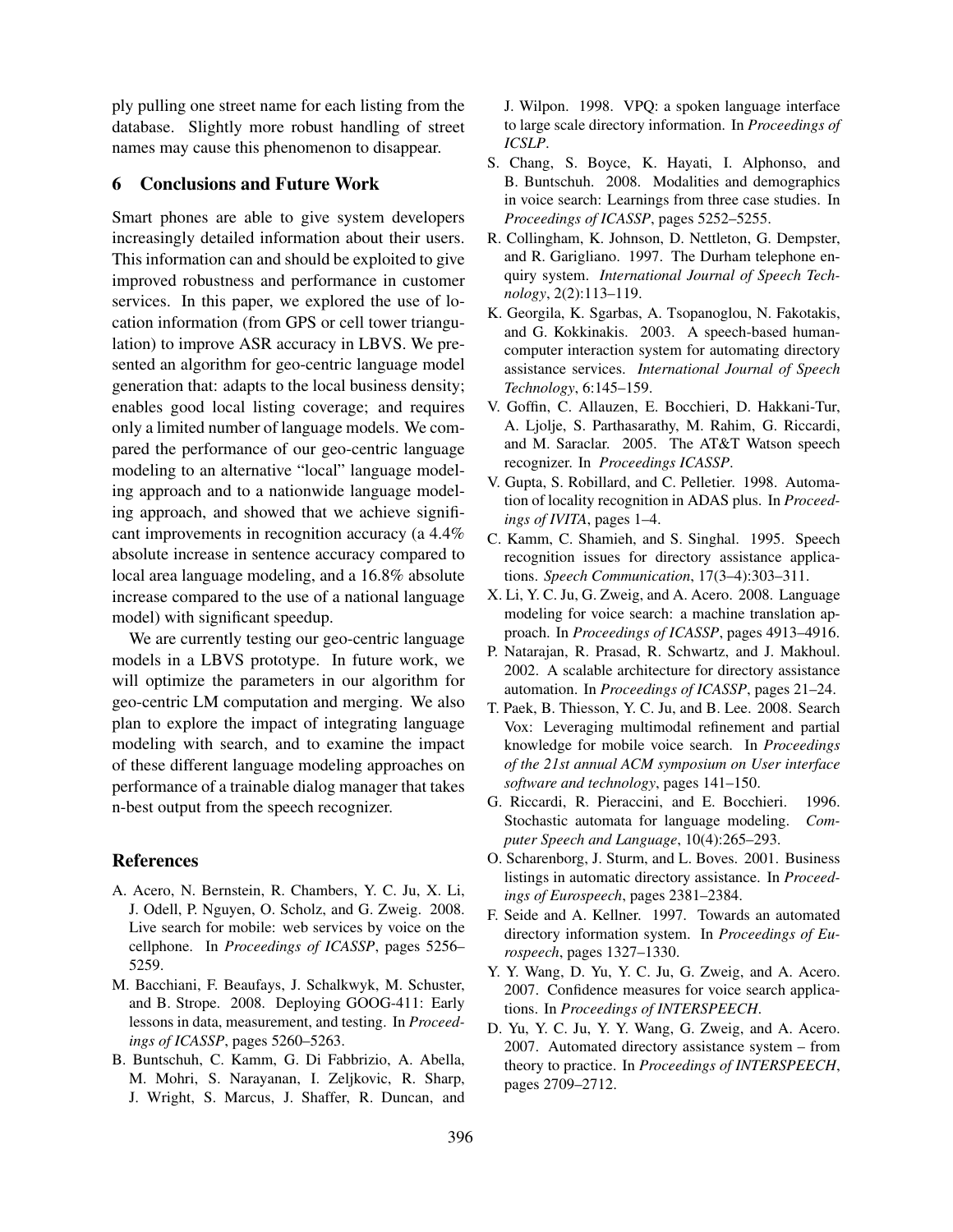ply pulling one street name for each listing from the database. Slightly more robust handling of street names may cause this phenomenon to disappear.

## 6 Conclusions and Future Work

Smart phones are able to give system developers increasingly detailed information about their users. This information can and should be exploited to give improved robustness and performance in customer services. In this paper, we explored the use of location information (from GPS or cell tower triangulation) to improve ASR accuracy in LBVS. We presented an algorithm for geo-centric language model generation that: adapts to the local business density; enables good local listing coverage; and requires only a limited number of language models. We compared the performance of our geo-centric language modeling to an alternative "local" language modeling approach and to a nationwide language modeling approach, and showed that we achieve significant improvements in recognition accuracy (a 4.4% absolute increase in sentence accuracy compared to local area language modeling, and a 16.8% absolute increase compared to the use of a national language model) with significant speedup.

We are currently testing our geo-centric language models in a LBVS prototype. In future work, we will optimize the parameters in our algorithm for geo-centric LM computation and merging. We also plan to explore the impact of integrating language modeling with search, and to examine the impact of these different language modeling approaches on performance of a trainable dialog manager that takes n-best output from the speech recognizer.

## References

A. Acero, N. Bernstein, R. Chambers, Y. C. Ju, X. Li, J. Odell, P. Nguyen, O. Scholz, and G. Zweig. 2008. Live search for mobile: web services by voice on the cellphone. In *Proceedings of ICASSP*, pages 5256–5259.

M. Bacchiani, F. Beaufays, J. Schalkwyk, M. Schuster, and B. Strope. 2008. Deploying GOOG-411: Early lessons in data, measurement, and testing. In *Proceedings of ICASSP*, pages 5260–5263.

B. Buntschuh, C. Kamm, G. Di Fabbrizio, A. Abella, M. Mohri, S. Narayanan, I. Zeljkovic, R. Sharp, J. Wright, S. Marcus, J. Shaffer, R. Duncan, and J. Wilpon. 1998. VPQ: a spoken language interface to large scale directory information. In *Proceedings of ICSLP*.

S. Chang, S. Boyce, K. Hayati, I. Alphonso, and B. Buntschuh. 2008. Modalities and demographics in voice search: Learnings from three case studies. In *Proceedings of ICASSP*, pages 5252–5255.

R. Collingham, K. Johnson, D. Nettleton, G. Dempster, and R. Garigliano. 1997. The Durham telephone enquiry system. *International Journal of Speech Technology*, 2(2):113–119.

K. Georgila, K. Sgarbas, A. Tsopanoglou, N. Fakotakis, and G. Kokkinakis. 2003. A speech-based human-computer interaction system for automating directory assistance services. *International Journal of Speech Technology*, 6:145–159.

V. Goffin, C. Allauzen, E. Bocchieri, D. Hakkani-Tur, A. Ljolje, S. Parthasarathy, M. Rahim, G. Riccardi, and M. Saraclar. 2005. The AT&T Watson speech recognizer. In *Proceedings ICASSP*.

V. Gupta, S. Robillard, and C. Pelletier. 1998. Automation of locality recognition in ADAS plus. In *Proceedings of IVITA*, pages 1–4.

C. Kamm, C. Shamieh, and S. Singhal. 1995. Speech recognition issues for directory assistance applications. *Speech Communication*, 17(3–4):303–311.

X. Li, Y. C. Ju, G. Zweig, and A. Acero. 2008. Language modeling for voice search: a machine translation approach. In *Proceedings of ICASSP*, pages 4913–4916.

P. Natarajan, R. Prasad, R. Schwartz, and J. Makhoul. 2002. A scalable architecture for directory assistance automation. In *Proceedings of ICASSP*, pages 21–24.

T. Paek, B. Thiesson, Y. C. Ju, and B. Lee. 2008. Search Vox: Leveraging multimodal refinement and partial knowledge for mobile voice search. In *Proceedings of the 21st annual ACM symposium on User interface software and technology*, pages 141–150.

G. Riccardi, R. Pieraccini, and E. Bocchieri. 1996. Stochastic automata for language modeling. *Computer Speech and Language*, 10(4):265–293.

O. Scharenborg, J. Sturm, and L. Boves. 2001. Business listings in automatic directory assistance. In *Proceedings of Eurospeech*, pages 2381–2384.

F. Seide and A. Kellner. 1997. Towards an automated directory information system. In *Proceedings of Eurospeech*, pages 1327–1330.

Y. Y. Wang, D. Yu, Y. C. Ju, G. Zweig, and A. Acero. 2007. Confidence measures for voice search applications. In *Proceedings of INTERSPEECH*.

D. Yu, Y. C. Ju, Y. Y. Wang, G. Zweig, and A. Acero. 2007. Automated directory assistance system – from theory to practice. In *Proceedings of INTERSPEECH*, pages 2709–2712.